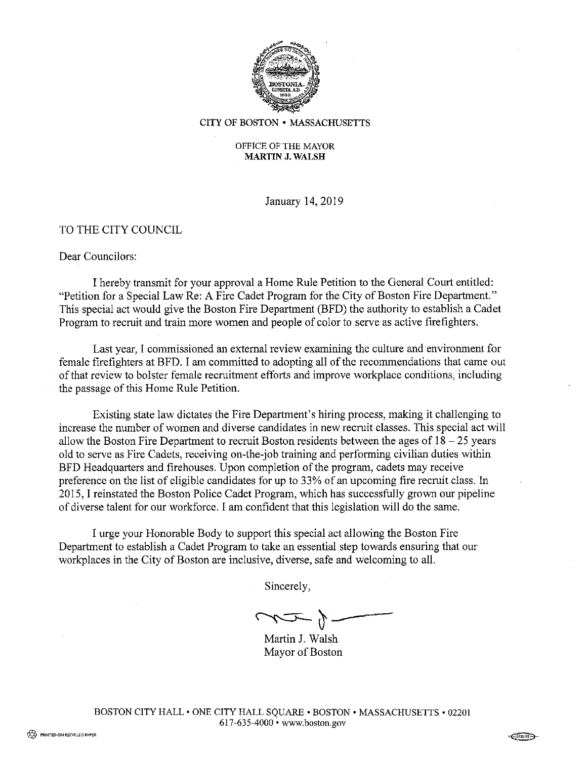CITY OF BOSTON • MASSACHUSETTS

OFFICE OF THE MAYOR
**MARTIN J. WALSH**

January 14, 2019

TO THE CITY COUNCIL

Dear Councilors:

I hereby transmit for your approval a Home Rule Petition to the General Court entitled: "Petition for a Special Law Re: A Fire Cadet Program for the City of Boston Fire Department." This special act would give the Boston Fire Department (BFD) the authority to establish a Cadet Program to recruit and train more women and people of color to serve as active firefighters.

Last year, I commissioned an external review examining the culture and environment for female firefighters at BFD. I am committed to adopting all of the recommendations that came out of that review to bolster female recruitment efforts and improve workplace conditions, including the passage of this Home Rule Petition.

Existing state law dictates the Fire Department's hiring process, making it challenging to increase the number of women and diverse candidates in new recruit classes. This special act will allow the Boston Fire Department to recruit Boston residents between the ages of 18 – 25 years old to serve as Fire Cadets, receiving on-the-job training and performing civilian duties within BFD Headquarters and firehouses. Upon completion of the program, cadets may receive preference on the list of eligible candidates for up to 33% of an upcoming fire recruit class. In 2015, I reinstated the Boston Police Cadet Program, which has successfully grown our pipeline of diverse talent for our workforce. I am confident that this legislation will do the same.

I urge your Honorable Body to support this special act allowing the Boston Fire Department to establish a Cadet Program to take an essential step towards ensuring that our workplaces in the City of Boston are inclusive, diverse, safe and welcoming to all.

Sincerely,

Martin J. Walsh
Mayor of Boston

BOSTON CITY HALL • ONE CITY HALL SQUARE • BOSTON • MASSACHUSETTS • 02201
617-635-4000 • www.boston.gov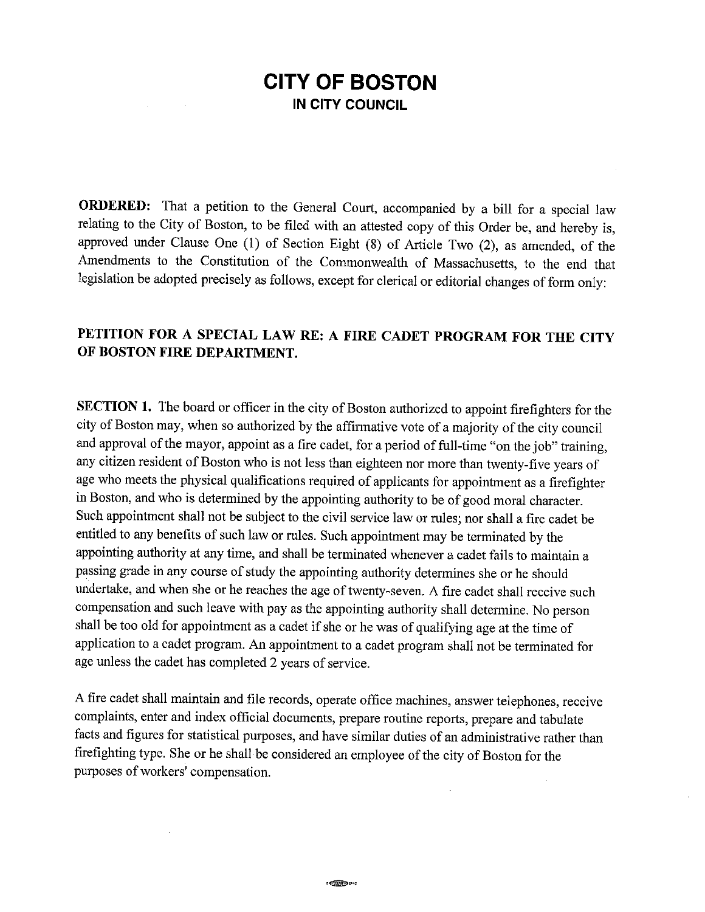# CITY OF BOSTON
## IN CITY COUNCIL

**ORDERED:** That a petition to the General Court, accompanied by a bill for a special law relating to the City of Boston, to be filed with an attested copy of this Order be, and hereby is, approved under Clause One (1) of Section Eight (8) of Article Two (2), as amended, of the Amendments to the Constitution of the Commonwealth of Massachusetts, to the end that legislation be adopted precisely as follows, except for clerical or editorial changes of form only:

**PETITION FOR A SPECIAL LAW RE: A FIRE CADET PROGRAM FOR THE CITY OF BOSTON FIRE DEPARTMENT.**

**SECTION 1.** The board or officer in the city of Boston authorized to appoint firefighters for the city of Boston may, when so authorized by the affirmative vote of a majority of the city council and approval of the mayor, appoint as a fire cadet, for a period of full-time "on the job" training, any citizen resident of Boston who is not less than eighteen nor more than twenty-five years of age who meets the physical qualifications required of applicants for appointment as a firefighter in Boston, and who is determined by the appointing authority to be of good moral character. Such appointment shall not be subject to the civil service law or rules; nor shall a fire cadet be entitled to any benefits of such law or rules. Such appointment may be terminated by the appointing authority at any time, and shall be terminated whenever a cadet fails to maintain a passing grade in any course of study the appointing authority determines she or he should undertake, and when she or he reaches the age of twenty-seven. A fire cadet shall receive such compensation and such leave with pay as the appointing authority shall determine. No person shall be too old for appointment as a cadet if she or he was of qualifying age at the time of application to a cadet program. An appointment to a cadet program shall not be terminated for age unless the cadet has completed 2 years of service.

A fire cadet shall maintain and file records, operate office machines, answer telephones, receive complaints, enter and index official documents, prepare routine reports, prepare and tabulate facts and figures for statistical purposes, and have similar duties of an administrative rather than firefighting type. She or he shall be considered an employee of the city of Boston for the purposes of workers' compensation.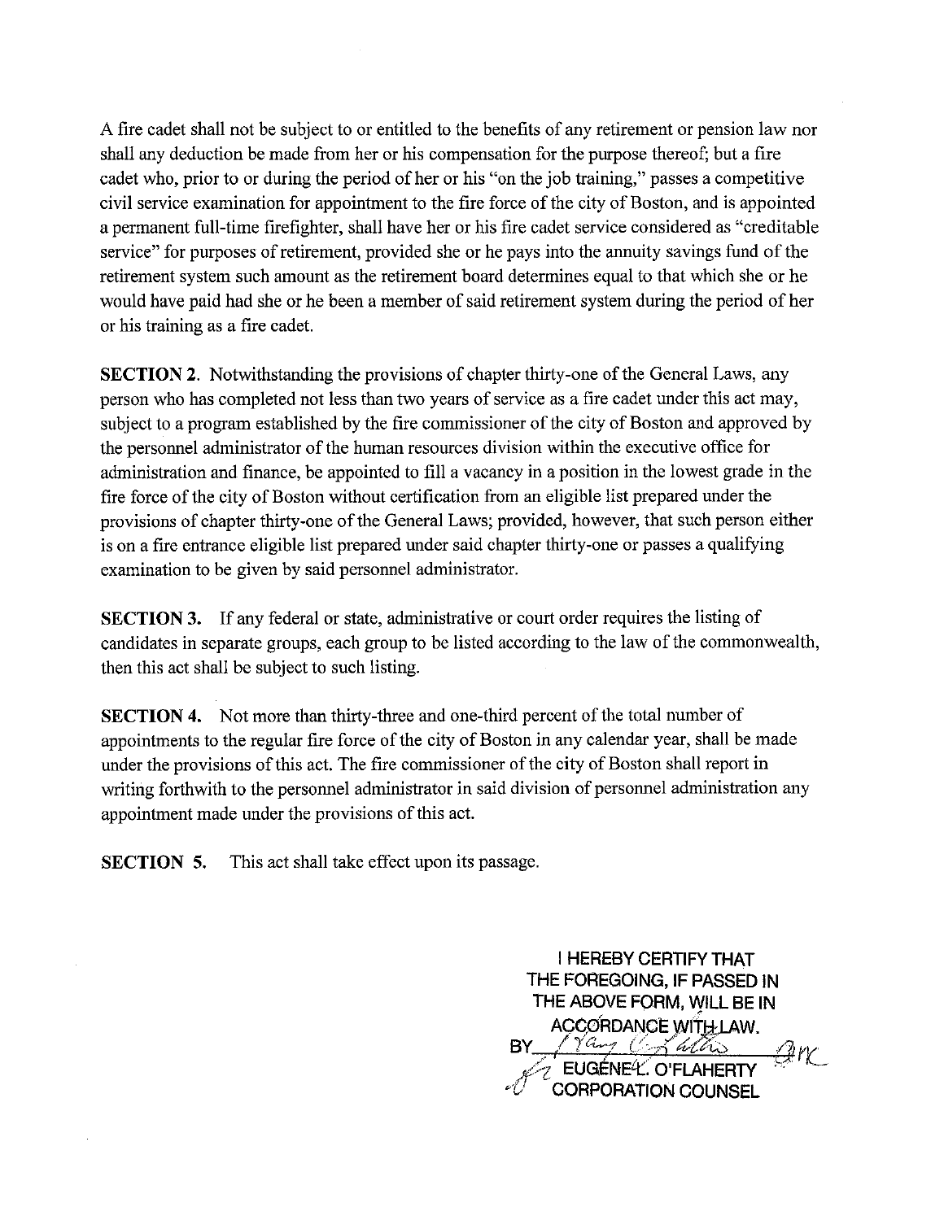A fire cadet shall not be subject to or entitled to the benefits of any retirement or pension law nor shall any deduction be made from her or his compensation for the purpose thereof; but a fire cadet who, prior to or during the period of her or his "on the job training," passes a competitive civil service examination for appointment to the fire force of the city of Boston, and is appointed a permanent full-time firefighter, shall have her or his fire cadet service considered as "creditable service" for purposes of retirement, provided she or he pays into the annuity savings fund of the retirement system such amount as the retirement board determines equal to that which she or he would have paid had she or he been a member of said retirement system during the period of her or his training as a fire cadet.

**SECTION 2.** Notwithstanding the provisions of chapter thirty-one of the General Laws, any person who has completed not less than two years of service as a fire cadet under this act may, subject to a program established by the fire commissioner of the city of Boston and approved by the personnel administrator of the human resources division within the executive office for administration and finance, be appointed to fill a vacancy in a position in the lowest grade in the fire force of the city of Boston without certification from an eligible list prepared under the provisions of chapter thirty-one of the General Laws; provided, however, that such person either is on a fire entrance eligible list prepared under said chapter thirty-one or passes a qualifying examination to be given by said personnel administrator.

**SECTION 3.** If any federal or state, administrative or court order requires the listing of candidates in separate groups, each group to be listed according to the law of the commonwealth, then this act shall be subject to such listing.

**SECTION 4.** Not more than thirty-three and one-third percent of the total number of appointments to the regular fire force of the city of Boston in any calendar year, shall be made under the provisions of this act. The fire commissioner of the city of Boston shall report in writing forthwith to the personnel administrator in said division of personnel administration any appointment made under the provisions of this act.

**SECTION 5.** This act shall take effect upon its passage.

I HEREBY CERTIFY THAT
THE FOREGOING, IF PASSED IN
THE ABOVE FORM, WILL BE IN
ACCORDANCE WITH LAW.

BY ________________

EUGENE L. O'FLAHERTY
CORPORATION COUNSEL